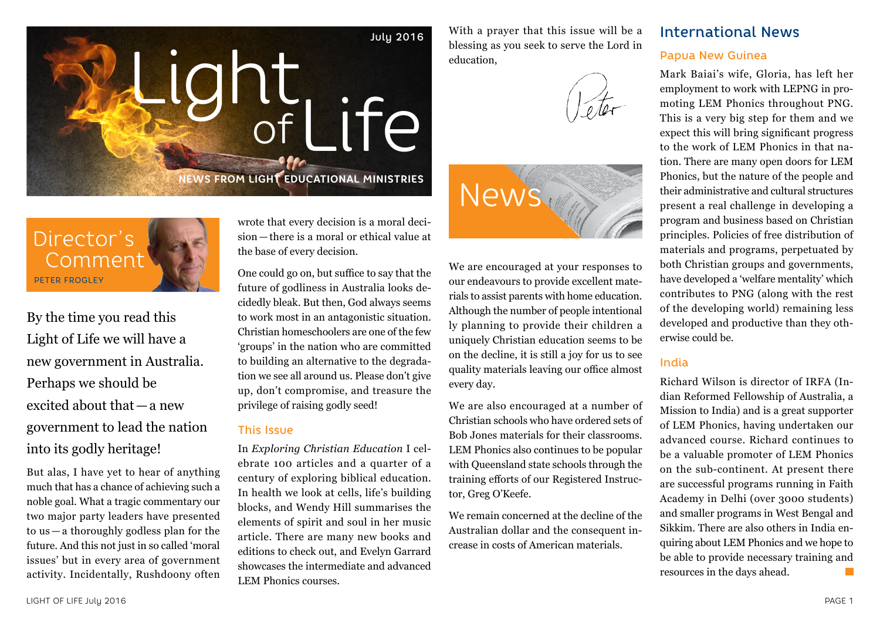# Light of Life

July 2016

NEWS FROM LIGHT EDUCATIONAL MINISTRIES

## Director's Comment

PETER FROGLEY

By the time you read this Light of Life we will have a new government in Australia. Perhaps we should be excited about that — a new government to lead the nation into its godly heritage!

But alas, I have yet to hear of anything much that has a chance of achieving such a noble goal. What a tragic commentary our two major party leaders have presented to us — a thoroughly godless plan for the future. And this not just in so called 'moral issues' but in every area of government activity. Incidentally, Rushdoony often wrote that every decision is a moral decision — there is a moral or ethical value at the base of every decision.

One could go on, but suffice to say that the future of godliness in Australia looks decidedly bleak. But then, God always seems to work most in an antagonistic situation. Christian homeschoolers are one of the few 'groups' in the nation who are committed to building an alternative to the degradation we see all around us. Please don't give up, don't compromise, and treasure the privilege of raising godly seed!

### This Issue

In *Exploring Christian Education* I celebrate 100 articles and a quarter of a century of exploring biblical education. In health we look at cells, life's building blocks, and Wendy Hill summarises the elements of spirit and soul in her music article. There are many new books and editions to check out, and Evelyn Garrard showcases the intermediate and advanced LEM Phonics courses.

With a prayer that this issue will be a blessing as you seek to serve the Lord in education,

Peter

## News

We are encouraged at your responses to our endeavours to provide excellent materials to assist parents with home education. Although the number of people intentionally planning to provide their children a uniquely Christian education seems to be on the decline, it is still a joy for us to see quality materials leaving our office almost every day.

We are also encouraged at a number of Christian schools who have ordered sets of Bob Jones materials for their classrooms. LEM Phonics also continues to be popular with Queensland state schools through the training efforts of our Registered Instructor, Greg O'Keefe.

We remain concerned at the decline of the Australian dollar and the consequent increase in costs of American materials.

## International News

### Papua New Guinea

Mark Baiai's wife, Gloria, has left her employment to work with LEPNG in promoting LEM Phonics throughout PNG. This is a very big step for them and we expect this will bring significant progress to the work of LEM Phonics in that nation. There are many open doors for LEM Phonics, but the nature of the people and their administrative and cultural structures present a real challenge in developing a program and business based on Christian principles. Policies of free distribution of materials and programs, perpetuated by both Christian groups and governments, have developed a 'welfare mentality' which contributes to PNG (along with the rest of the developing world) remaining less developed and productive than they otherwise could be.

### India

Richard Wilson is director of IRFA (Indian Reformed Fellowship of Australia, a Mission to India) and is a great supporter of LEM Phonics, having undertaken our advanced course. Richard continues to be a valuable promoter of LEM Phonics on the sub-continent. At present there are successful programs running in Faith Academy in Delhi (over 3000 students) and smaller programs in West Bengal and Sikkim. There are also others in India enquiring about LEM Phonics and we hope to be able to provide necessary training and resources in the days ahead.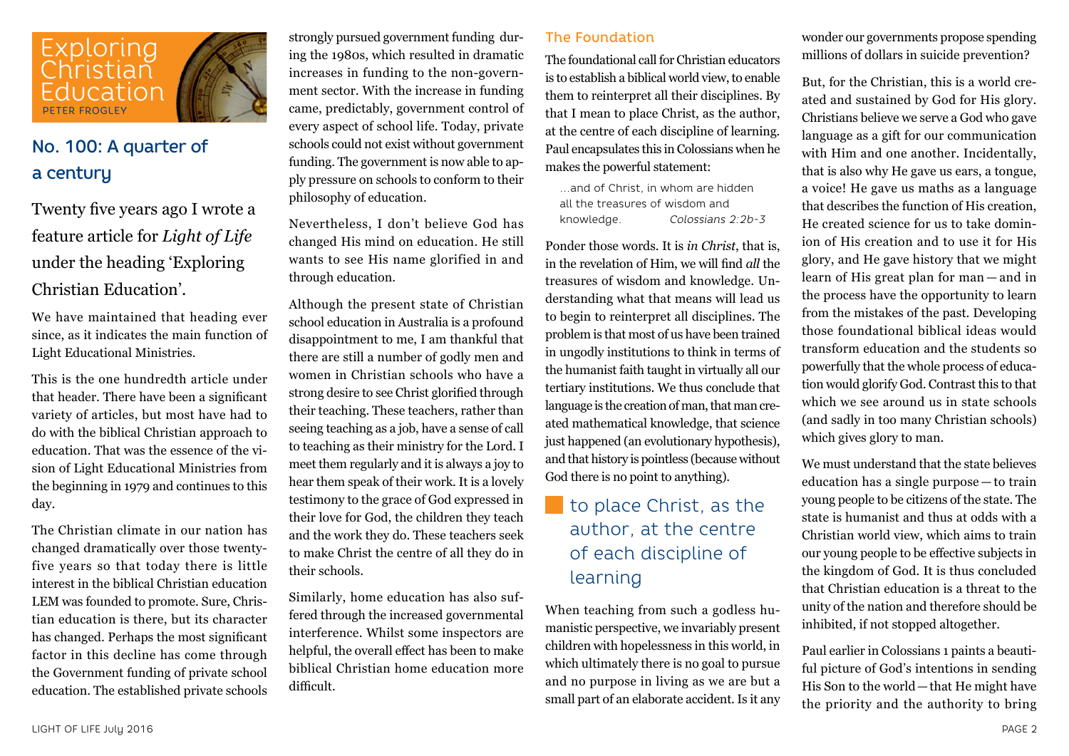# Exploring Christian Education

PETER FROGLEY

## No. 100: A quarter of a century

Twenty five years ago I wrote a feature article for *Light of Life* under the heading 'Exploring Christian Education'.

We have maintained that heading ever since, as it indicates the main function of Light Educational Ministries.

This is the one hundredth article under that header. There have been a significant variety of articles, but most have had to do with the biblical Christian approach to education. That was the essence of the vision of Light Educational Ministries from the beginning in 1979 and continues to this day.

The Christian climate in our nation has changed dramatically over those twenty-five years so that today there is little interest in the biblical Christian education LEM was founded to promote. Sure, Christian education is there, but its character has changed. Perhaps the most significant factor in this decline has come through the Government funding of private school education. The established private schools strongly pursued government funding during the 1980s, which resulted in dramatic increases in funding to the non-government sector. With the increase in funding came, predictably, government control of every aspect of school life. Today, private schools could not exist without government funding. The government is now able to apply pressure on schools to conform to their philosophy of education.

Nevertheless, I don't believe God has changed His mind on education. He still wants to see His name glorified in and through education.

Although the present state of Christian school education in Australia is a profound disappointment to me, I am thankful that there are still a number of godly men and women in Christian schools who have a strong desire to see Christ glorified through their teaching. These teachers, rather than seeing teaching as a job, have a sense of call to teaching as their ministry for the Lord. I meet them regularly and it is always a joy to hear them speak of their work. It is a lovely testimony to the grace of God expressed in their love for God, the children they teach and the work they do. These teachers seek to make Christ the centre of all they do in their schools.

Similarly, home education has also suffered through the increased governmental interference. Whilst some inspectors are helpful, the overall effect has been to make biblical Christian home education more difficult.

### The Foundation

The foundational call for Christian educators is to establish a biblical world view, to enable them to reinterpret all their disciplines. By that I mean to place Christ, as the author, at the centre of each discipline of learning. Paul encapsulates this in Colossians when he makes the powerful statement:

> ...and of Christ, in whom are hidden all the treasures of wisdom and knowledge. *Colossians 2:2b-3*

Ponder those words. It is *in Christ*, that is, in the revelation of Him, we will find *all* the treasures of wisdom and knowledge. Understanding what that means will lead us to begin to reinterpret all disciplines. The problem is that most of us have been trained in ungodly institutions to think in terms of the humanist faith taught in virtually all our tertiary institutions. We thus conclude that language is the creation of man, that man created mathematical knowledge, that science just happened (an evolutionary hypothesis), and that history is pointless (because without God there is no point to anything).

> to place Christ, as the author, at the centre of each discipline of learning

When teaching from such a godless humanistic perspective, we invariably present children with hopelessness in this world, in which ultimately there is no goal to pursue and no purpose in living as we are but a small part of an elaborate accident. Is it any wonder our governments propose spending millions of dollars in suicide prevention?

But, for the Christian, this is a world created and sustained by God for His glory. Christians believe we serve a God who gave language as a gift for our communication with Him and one another. Incidentally, that is also why He gave us ears, a tongue, a voice! He gave us maths as a language that describes the function of His creation, He created science for us to take dominion of His creation and to use it for His glory, and He gave history that we might learn of His great plan for man — and in the process have the opportunity to learn from the mistakes of the past. Developing those foundational biblical ideas would transform education and the students so powerfully that the whole process of education would glorify God. Contrast this to that which we see around us in state schools (and sadly in too many Christian schools) which gives glory to man.

We must understand that the state believes education has a single purpose — to train young people to be citizens of the state. The state is humanist and thus at odds with a Christian world view, which aims to train our young people to be effective subjects in the kingdom of God. It is thus concluded that Christian education is a threat to the unity of the nation and therefore should be inhibited, if not stopped altogether.

Paul earlier in Colossians 1 paints a beautiful picture of God's intentions in sending His Son to the world — that He might have the priority and the authority to bring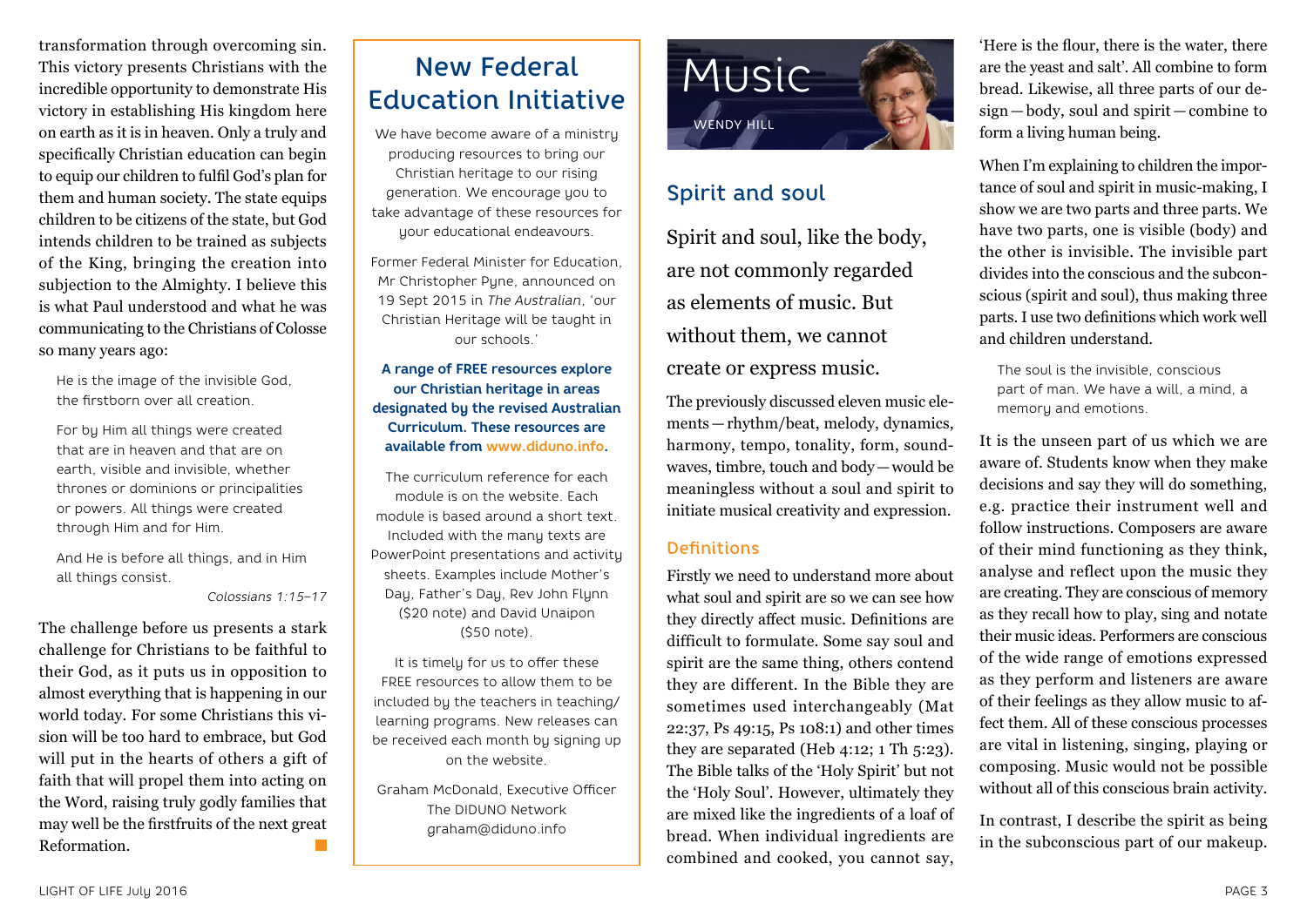transformation through overcoming sin. This victory presents Christians with the incredible opportunity to demonstrate His victory in establishing His kingdom here on earth as it is in heaven. Only a truly and specifically Christian education can begin to equip our children to fulfil God's plan for them and human society. The state equips children to be citizens of the state, but God intends children to be trained as subjects of the King, bringing the creation into subjection to the Almighty. I believe this is what Paul understood and what he was communicating to the Christians of Colosse so many years ago:

> He is the image of the invisible God, the firstborn over all creation.
>
> For by Him all things were created that are in heaven and that are on earth, visible and invisible, whether thrones or dominions or principalities or powers. All things were created through Him and for Him.
>
> And He is before all things, and in Him all things consist.
>
> *Colossians 1:15–17*

The challenge before us presents a stark challenge for Christians to be faithful to their God, as it puts us in opposition to almost everything that is happening in our world today. For some Christians this vision will be too hard to embrace, but God will put in the hearts of others a gift of faith that will propel them into acting on the Word, raising truly godly families that may well be the firstfruits of the next great Reformation.

## New Federal Education Initiative

We have become aware of a ministry producing resources to bring our Christian heritage to our rising generation. We encourage you to take advantage of these resources for your educational endeavours.

Former Federal Minister for Education, Mr Christopher Pyne, announced on 19 Sept 2015 in *The Australian*, 'our Christian Heritage will be taught in our schools.'

**A range of FREE resources explore our Christian heritage in areas designated by the revised Australian Curriculum. These resources are available from www.diduno.info.**

The curriculum reference for each module is on the website. Each module is based around a short text. Included with the many texts are PowerPoint presentations and activity sheets. Examples include Mother's Day, Father's Day, Rev John Flynn ($20 note) and David Unaipon ($50 note).

It is timely for us to offer these FREE resources to allow them to be included by the teachers in teaching/learning programs. New releases can be received each month by signing up on the website.

Graham McDonald, Executive Officer
The DIDUNO Network
graham@diduno.info

# Music

WENDY HILL

## Spirit and soul

Spirit and soul, like the body, are not commonly regarded as elements of music. But without them, we cannot create or express music.

The previously discussed eleven music elements—rhythm/beat, melody, dynamics, harmony, tempo, tonality, form, soundwaves, timbre, touch and body—would be meaningless without a soul and spirit to initiate musical creativity and expression.

### Definitions

Firstly we need to understand more about what soul and spirit are so we can see how they directly affect music. Definitions are difficult to formulate. Some say soul and spirit are the same thing, others contend they are different. In the Bible they are sometimes used interchangeably (Mat 22:37, Ps 49:15, Ps 108:1) and other times they are separated (Heb 4:12; 1 Th 5:23). The Bible talks of the 'Holy Spirit' but not the 'Holy Soul'. However, ultimately they are mixed like the ingredients of a loaf of bread. When individual ingredients are combined and cooked, you cannot say, 'Here is the flour, there is the water, there are the yeast and salt'. All combine to form bread. Likewise, all three parts of our design—body, soul and spirit—combine to form a living human being.

When I'm explaining to children the importance of soul and spirit in music-making, I show we are two parts and three parts. We have two parts, one is visible (body) and the other is invisible. The invisible part divides into the conscious and the subconscious (spirit and soul), thus making three parts. I use two definitions which work well and children understand.

> The soul is the invisible, conscious part of man. We have a will, a mind, a memory and emotions.

It is the unseen part of us which we are aware of. Students know when they make decisions and say they will do something, e.g. practice their instrument well and follow instructions. Composers are aware of their mind functioning as they think, analyse and reflect upon the music they are creating. They are conscious of memory as they recall how to play, sing and notate their music ideas. Performers are conscious of the wide range of emotions expressed as they perform and listeners are aware of their feelings as they allow music to affect them. All of these conscious processes are vital in listening, singing, playing or composing. Music would not be possible without all of this conscious brain activity.

In contrast, I describe the spirit as being in the subconscious part of our makeup.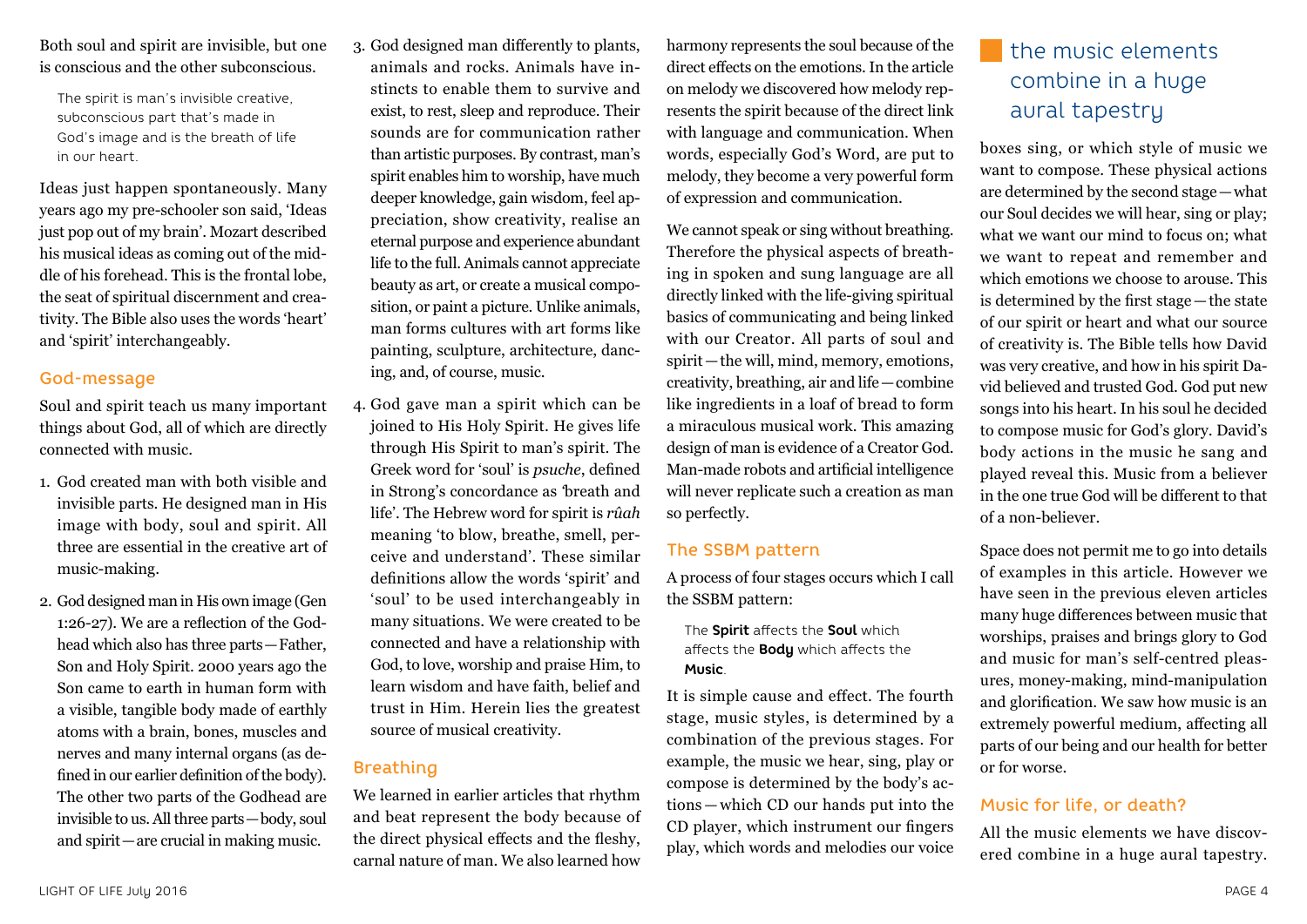Both soul and spirit are invisible, but one is conscious and the other subconscious.

> The spirit is man's invisible creative, subconscious part that's made in God's image and is the breath of life in our heart.

Ideas just happen spontaneously. Many years ago my pre-schooler son said, 'Ideas just pop out of my brain'. Mozart described his musical ideas as coming out of the middle of his forehead. This is the frontal lobe, the seat of spiritual discernment and creativity. The Bible also uses the words 'heart' and 'spirit' interchangeably.

### God-message

Soul and spirit teach us many important things about God, all of which are directly connected with music.

1. God created man with both visible and invisible parts. He designed man in His image with body, soul and spirit. All three are essential in the creative art of music-making.
2. God designed man in His own image (Gen 1:26-27). We are a reflection of the Godhead which also has three parts—Father, Son and Holy Spirit. 2000 years ago the Son came to earth in human form with a visible, tangible body made of earthly atoms with a brain, bones, muscles and nerves and many internal organs (as defined in our earlier definition of the body). The other two parts of the Godhead are invisible to us. All three parts—body, soul and spirit—are crucial in making music.
3. God designed man differently to plants, animals and rocks. Animals have instincts to enable them to survive and exist, to rest, sleep and reproduce. Their sounds are for communication rather than artistic purposes. By contrast, man's spirit enables him to worship, have much deeper knowledge, gain wisdom, feel appreciation, show creativity, realise an eternal purpose and experience abundant life to the full. Animals cannot appreciate beauty as art, or create a musical composition, or paint a picture. Unlike animals, man forms cultures with art forms like painting, sculpture, architecture, dancing, and, of course, music.
4. God gave man a spirit which can be joined to His Holy Spirit. He gives life through His Spirit to man's spirit. The Greek word for 'soul' is *psuche*, defined in Strong's concordance as 'breath and life'. The Hebrew word for spirit is *rûah* meaning 'to blow, breathe, smell, perceive and understand'. These similar definitions allow the words 'spirit' and 'soul' to be used interchangeably in many situations. We were created to be connected and have a relationship with God, to love, worship and praise Him, to learn wisdom and have faith, belief and trust in Him. Herein lies the greatest source of musical creativity.

### Breathing

We learned in earlier articles that rhythm and beat represent the body because of the direct physical effects and the fleshy, carnal nature of man. We also learned how harmony represents the soul because of the direct effects on the emotions. In the article on melody we discovered how melody represents the spirit because of the direct link with language and communication. When words, especially God's Word, are put to melody, they become a very powerful form of expression and communication.

We cannot speak or sing without breathing. Therefore the physical aspects of breathing in spoken and sung language are all directly linked with the life-giving spiritual basics of communicating and being linked with our Creator. All parts of soul and spirit—the will, mind, memory, emotions, creativity, breathing, air and life—combine like ingredients in a loaf of bread to form a miraculous musical work. This amazing design of man is evidence of a Creator God. Man-made robots and artificial intelligence will never replicate such a creation as man so perfectly.

### The SSBM pattern

A process of four stages occurs which I call the SSBM pattern:

> The **Spirit** affects the **Soul** which affects the **Body** which affects the **Music**.

It is simple cause and effect. The fourth stage, music styles, is determined by a combination of the previous stages. For example, the music we hear, sing, play or compose is determined by the body's actions—which CD our hands put into the CD player, which instrument our fingers play, which words and melodies our voice boxes sing, or which style of music we want to compose. These physical actions are determined by the second stage—what our Soul decides we will hear, sing or play; what we want our mind to focus on; what we want to repeat and remember and which emotions we choose to arouse. This is determined by the first stage—the state of our spirit or heart and what our source of creativity is. The Bible tells how David was very creative, and how in his spirit David believed and trusted God. God put new songs into his heart. In his soul he decided to compose music for God's glory. David's body actions in the music he sang and played reveal this. Music from a believer in the one true God will be different to that of a non-believer.

Space does not permit me to go into details of examples in this article. However we have seen in the previous eleven articles many huge differences between music that worships, praises and brings glory to God and music for man's self-centred pleasures, money-making, mind-manipulation and glorification. We saw how music is an extremely powerful medium, affecting all parts of our being and our health for better or for worse.

> the music elements combine in a huge aural tapestry

### Music for life, or death?

All the music elements we have discovered combine in a huge aural tapestry.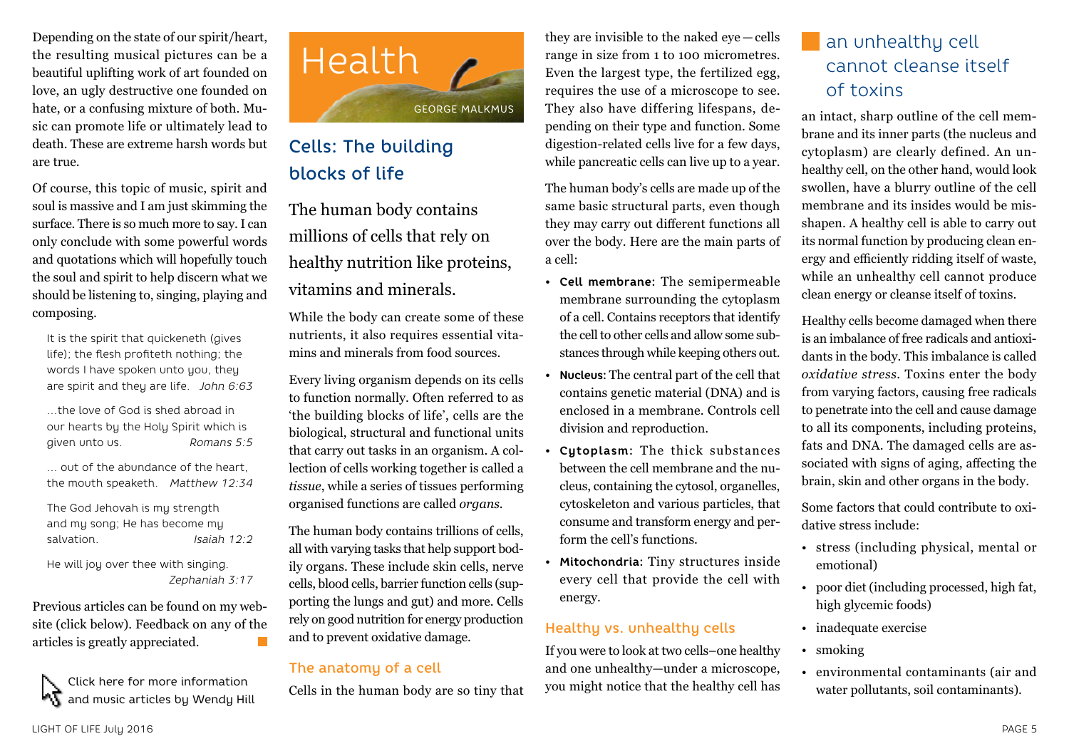Depending on the state of our spirit/heart, the resulting musical pictures can be a beautiful uplifting work of art founded on love, an ugly destructive one founded on hate, or a confusing mixture of both. Music can promote life or ultimately lead to death. These are extreme harsh words but are true.

Of course, this topic of music, spirit and soul is massive and I am just skimming the surface. There is so much more to say. I can only conclude with some powerful words and quotations which will hopefully touch the soul and spirit to help discern what we should be listening to, singing, playing and composing.

> It is the spirit that quickeneth (gives life); the flesh profiteth nothing; the words I have spoken unto you, they are spirit and they are life. *John 6:63*

> ...the love of God is shed abroad in our hearts by the Holy Spirit which is given unto us. *Romans 5:5*

> ... out of the abundance of the heart, the mouth speaketh. *Matthew 12:34*

> The God Jehovah is my strength and my song; He has become my salvation. *Isaiah 12:2*

> He will joy over thee with singing. *Zephaniah 3:17*

Previous articles can be found on my website (click below). Feedback on any of the articles is greatly appreciated.

Click here for more information and music articles by Wendy Hill

# Health

GEORGE MALKMUS

## Cells: The building blocks of life

The human body contains millions of cells that rely on healthy nutrition like proteins, vitamins and minerals.

While the body can create some of these nutrients, it also requires essential vitamins and minerals from food sources.

Every living organism depends on its cells to function normally. Often referred to as 'the building blocks of life', cells are the biological, structural and functional units that carry out tasks in an organism. A collection of cells working together is called a *tissue*, while a series of tissues performing organised functions are called *organs*.

The human body contains trillions of cells, all with varying tasks that help support bodily organs. These include skin cells, nerve cells, blood cells, barrier function cells (supporting the lungs and gut) and more. Cells rely on good nutrition for energy production and to prevent oxidative damage.

### The anatomy of a cell

Cells in the human body are so tiny that they are invisible to the naked eye—cells range in size from 1 to 100 micrometres. Even the largest type, the fertilized egg, requires the use of a microscope to see. They also have differing lifespans, depending on their type and function. Some digestion-related cells live for a few days, while pancreatic cells can live up to a year.

The human body's cells are made up of the same basic structural parts, even though they may carry out different functions all over the body. Here are the main parts of a cell:

- **Cell membrane**: The semipermeable membrane surrounding the cytoplasm of a cell. Contains receptors that identify the cell to other cells and allow some substances through while keeping others out.
- **Nucleus**: The central part of the cell that contains genetic material (DNA) and is enclosed in a membrane. Controls cell division and reproduction.
- **Cytoplasm**: The thick substances between the cell membrane and the nucleus, containing the cytosol, organelles, cytoskeleton and various particles, that consume and transform energy and perform the cell's functions.
- **Mitochondria**: Tiny structures inside every cell that provide the cell with energy.

### Healthy vs. unhealthy cells

If you were to look at two cells–one healthy and one unhealthy—under a microscope, you might notice that the healthy cell has an intact, sharp outline of the cell membrane and its inner parts (the nucleus and cytoplasm) are clearly defined. An unhealthy cell, on the other hand, would look swollen, have a blurry outline of the cell membrane and its insides would be misshapen. A healthy cell is able to carry out its normal function by producing clean energy and efficiently ridding itself of waste, while an unhealthy cell cannot produce clean energy or cleanse itself of toxins.

> an unhealthy cell cannot cleanse itself of toxins

Healthy cells become damaged when there is an imbalance of free radicals and antioxidants in the body. This imbalance is called *oxidative stress*. Toxins enter the body from varying factors, causing free radicals to penetrate into the cell and cause damage to all its components, including proteins, fats and DNA. The damaged cells are associated with signs of aging, affecting the brain, skin and other organs in the body.

Some factors that could contribute to oxidative stress include:

- stress (including physical, mental or emotional)
- poor diet (including processed, high fat, high glycemic foods)
- inadequate exercise
- smoking
- environmental contaminants (air and water pollutants, soil contaminants).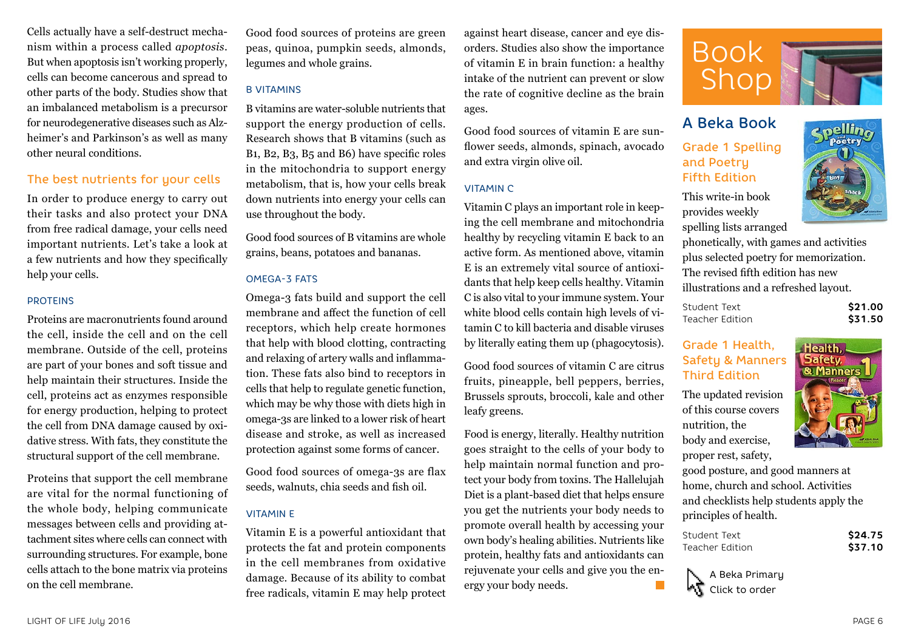Cells actually have a self-destruct mechanism within a process called *apoptosis*. But when apoptosis isn't working properly, cells can become cancerous and spread to other parts of the body. Studies show that an imbalanced metabolism is a precursor for neurodegenerative diseases such as Alzheimer's and Parkinson's as well as many other neural conditions.

## The best nutrients for your cells

In order to produce energy to carry out their tasks and also protect your DNA from free radical damage, your cells need important nutrients. Let's take a look at a few nutrients and how they specifically help your cells.

### PROTEINS

Proteins are macronutrients found around the cell, inside the cell and on the cell membrane. Outside of the cell, proteins are part of your bones and soft tissue and help maintain their structures. Inside the cell, proteins act as enzymes responsible for energy production, helping to protect the cell from DNA damage caused by oxidative stress. With fats, they constitute the structural support of the cell membrane.

Proteins that support the cell membrane are vital for the normal functioning of the whole body, helping communicate messages between cells and providing attachment sites where cells can connect with surrounding structures. For example, bone cells attach to the bone matrix via proteins on the cell membrane.

Good food sources of proteins are green peas, quinoa, pumpkin seeds, almonds, legumes and whole grains.

### B VITAMINS

B vitamins are water-soluble nutrients that support the energy production of cells. Research shows that B vitamins (such as B1, B2, B3, B5 and B6) have specific roles in the mitochondria to support energy metabolism, that is, how your cells break down nutrients into energy your cells can use throughout the body.

Good food sources of B vitamins are whole grains, beans, potatoes and bananas.

### OMEGA-3 FATS

Omega-3 fats build and support the cell membrane and affect the function of cell receptors, which help create hormones that help with blood clotting, contracting and relaxing of artery walls and inflammation. These fats also bind to receptors in cells that help to regulate genetic function, which may be why those with diets high in omega-3s are linked to a lower risk of heart disease and stroke, as well as increased protection against some forms of cancer.

Good food sources of omega-3s are flax seeds, walnuts, chia seeds and fish oil.

### VITAMIN E

Vitamin E is a powerful antioxidant that protects the fat and protein components in the cell membranes from oxidative damage. Because of its ability to combat free radicals, vitamin E may help protect against heart disease, cancer and eye disorders. Studies also show the importance of vitamin E in brain function: a healthy intake of the nutrient can prevent or slow the rate of cognitive decline as the brain ages.

Good food sources of vitamin E are sunflower seeds, almonds, spinach, avocado and extra virgin olive oil.

### VITAMIN C

Vitamin C plays an important role in keeping the cell membrane and mitochondria healthy by recycling vitamin E back to an active form. As mentioned above, vitamin E is an extremely vital source of antioxidants that help keep cells healthy. Vitamin C is also vital to your immune system. Your white blood cells contain high levels of vitamin C to kill bacteria and disable viruses by literally eating them up (phagocytosis).

Good food sources of vitamin C are citrus fruits, pineapple, bell peppers, berries, Brussels sprouts, broccoli, kale and other leafy greens.

Food is energy, literally. Healthy nutrition goes straight to the cells of your body to help maintain normal function and protect your body from toxins. The Hallelujah Diet is a plant-based diet that helps ensure you get the nutrients your body needs to promote overall health by accessing your own body's healing abilities. Nutrients like protein, healthy fats and antioxidants can rejuvenate your cells and give you the energy your body needs.

# Book Shop

## A Beka Book

### Grade 1 Spelling and Poetry Fifth Edition

This write-in book provides weekly spelling lists arranged phonetically, with games and activities plus selected poetry for memorization. The revised fifth edition has new illustrations and a refreshed layout.

| | |
|---|---|
| Student Text | **$21.00** |
| Teacher Edition | **$31.50** |

### Grade 1 Health, Safety & Manners Third Edition

The updated revision of this course covers nutrition, the body and exercise, proper rest, safety, good posture, and good manners at home, church and school. Activities and checklists help students apply the principles of health.

| | |
|---|---|
| Student Text | **$24.75** |
| Teacher Edition | **$37.10** |

A Beka Primary
Click to order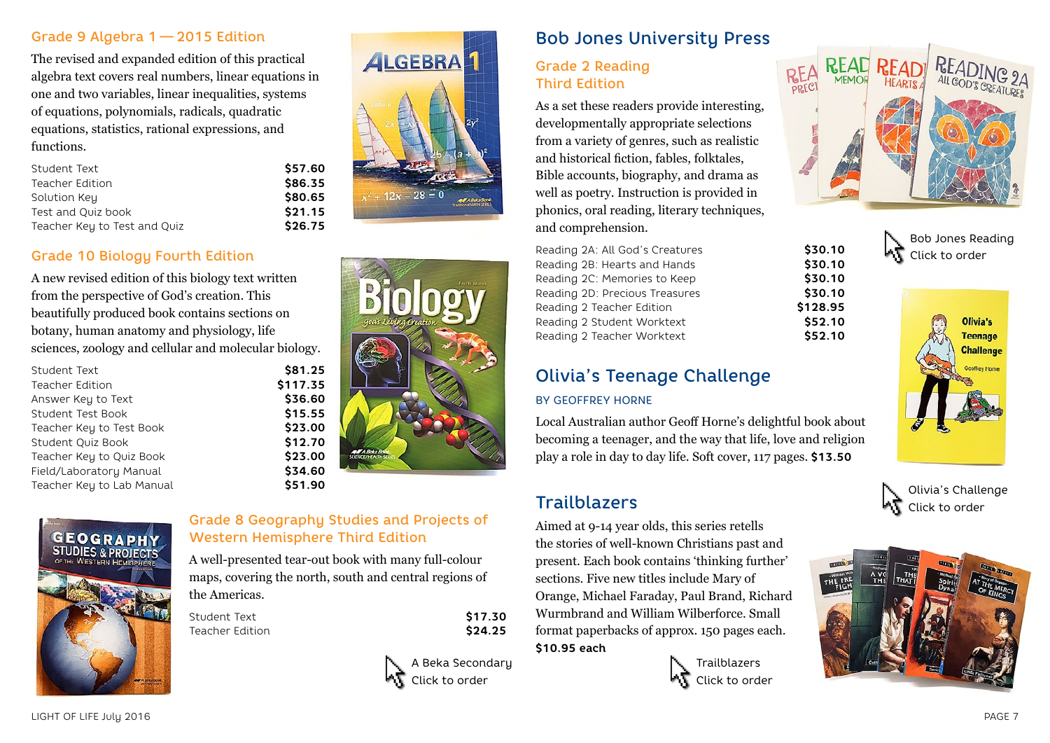## Grade 9 Algebra 1 — 2015 Edition

The revised and expanded edition of this practical algebra text covers real numbers, linear equations in one and two variables, linear inequalities, systems of equations, polynomials, radicals, quadratic equations, statistics, rational expressions, and functions.

| | |
|---|---|
| Student Text | **$57.60** |
| Teacher Edition | **$86.35** |
| Solution Key | **$80.65** |
| Test and Quiz book | **$21.15** |
| Teacher Key to Test and Quiz | **$26.75** |

## Grade 10 Biology Fourth Edition

A new revised edition of this biology text written from the perspective of God's creation. This beautifully produced book contains sections on botany, human anatomy and physiology, life sciences, zoology and cellular and molecular biology.

| | |
|---|---|
| Student Text | **$81.25** |
| Teacher Edition | **$117.35** |
| Answer Key to Text | **$36.60** |
| Student Test Book | **$15.55** |
| Teacher Key to Test Book | **$23.00** |
| Student Quiz Book | **$12.70** |
| Teacher Key to Quiz Book | **$23.00** |
| Field/Laboratory Manual | **$34.60** |
| Teacher Key to Lab Manual | **$51.90** |

## Grade 8 Geography Studies and Projects of Western Hemisphere Third Edition

A well-presented tear-out book with many full-colour maps, covering the north, south and central regions of the Americas.

| | |
|---|---|
| Student Text | **$17.30** |
| Teacher Edition | **$24.25** |

A Beka Secondary
Click to order

# Bob Jones University Press

## Grade 2 Reading Third Edition

As a set these readers provide interesting, developmentally appropriate selections from a variety of genres, such as realistic and historical fiction, fables, folktales, Bible accounts, biography, and drama as well as poetry. Instruction is provided in phonics, oral reading, literary techniques, and comprehension.

| | |
|---|---|
| Reading 2A: All God's Creatures | **$30.10** |
| Reading 2B: Hearts and Hands | **$30.10** |
| Reading 2C: Memories to Keep | **$30.10** |
| Reading 2D: Precious Treasures | **$30.10** |
| Reading 2 Teacher Edition | **$128.95** |
| Reading 2 Student Worktext | **$52.10** |
| Reading 2 Teacher Worktext | **$52.10** |

Bob Jones Reading
Click to order

# Olivia's Teenage Challenge

BY GEOFFREY HORNE

Local Australian author Geoff Horne's delightful book about becoming a teenager, and the way that life, love and religion play a role in day to day life. Soft cover, 117 pages. **$13.50**

Olivia's Challenge
Click to order

# Trailblazers

Aimed at 9-14 year olds, this series retells the stories of well-known Christians past and present. Each book contains 'thinking further' sections. Five new titles include Mary of Orange, Michael Faraday, Paul Brand, Richard Wurmbrand and William Wilberforce. Small format paperbacks of approx. 150 pages each. **$10.95 each**

Trailblazers
Click to order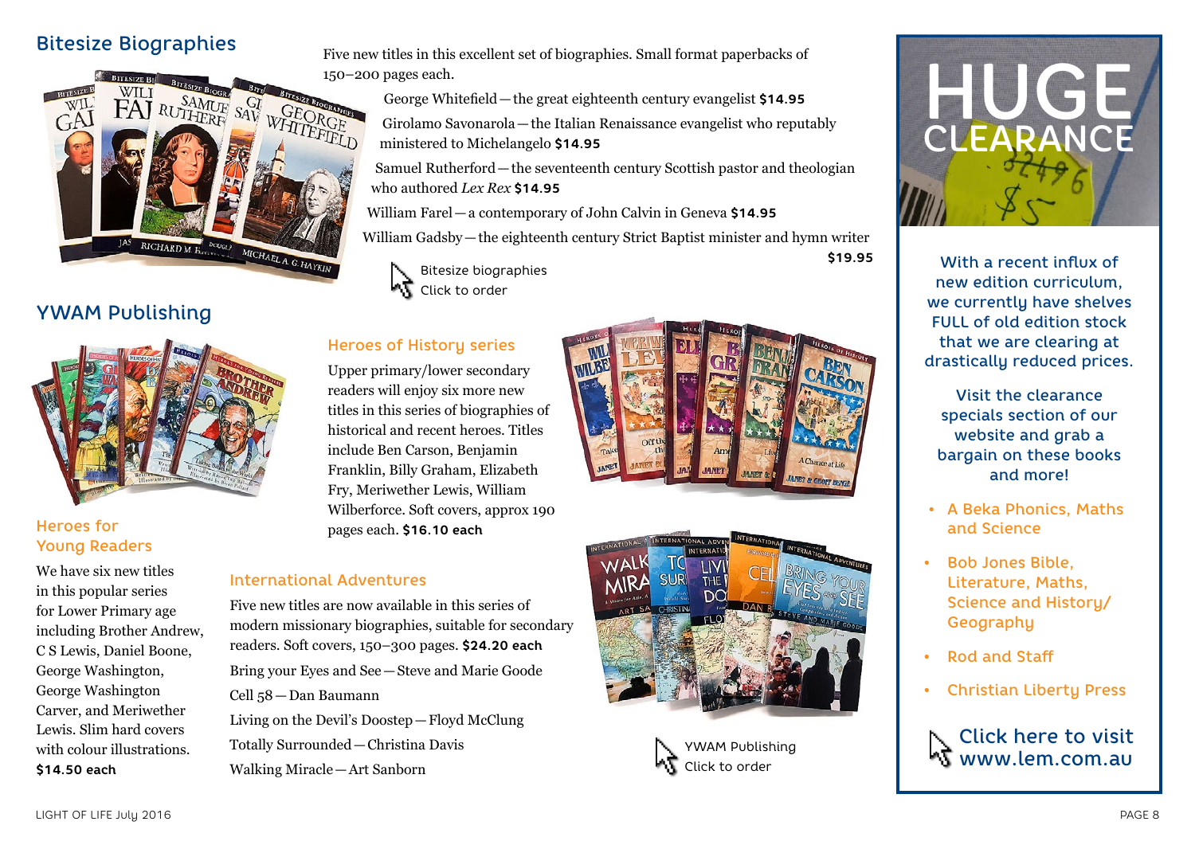## Bitesize Biographies

Five new titles in this excellent set of biographies. Small format paperbacks of 150–200 pages each.

George Whitefield — the great eighteenth century evangelist **$14.95**

Girolamo Savonarola — the Italian Renaissance evangelist who reputably ministered to Michelangelo **$14.95**

Samuel Rutherford — the seventeenth century Scottish pastor and theologian who authored *Lex Rex* **$14.95**

William Farel — a contemporary of John Calvin in Geneva **$14.95**

William Gadsby — the eighteenth century Strict Baptist minister and hymn writer **$19.95**

Bitesize biographies
Click to order

## YWAM Publishing

### Heroes for Young Readers

We have six new titles in this popular series for Lower Primary age including Brother Andrew, C S Lewis, Daniel Boone, George Washington, George Washington Carver, and Meriwether Lewis. Slim hard covers with colour illustrations. **$14.50 each**

### Heroes of History series

Upper primary/lower secondary readers will enjoy six more new titles in this series of biographies of historical and recent heroes. Titles include Ben Carson, Benjamin Franklin, Billy Graham, Elizabeth Fry, Meriwether Lewis, William Wilberforce. Soft covers, approx 190 pages each. **$16.10 each**

### International Adventures

Five new titles are now available in this series of modern missionary biographies, suitable for secondary readers. Soft covers, 150–300 pages. **$24.20 each**

Bring your Eyes and See — Steve and Marie Goode

Cell 58 — Dan Baumann

Living on the Devil's Doostep — Floyd McClung

Totally Surrounded — Christina Davis

Walking Miracle — Art Sanborn

YWAM Publishing
Click to order

## HUGE CLEARANCE

With a recent influx of new edition curriculum, we currently have shelves FULL of old edition stock that we are clearing at drastically reduced prices.

Visit the clearance specials section of our website and grab a bargain on these books and more!

- A Beka Phonics, Maths and Science
- Bob Jones Bible, Literature, Maths, Science and History/Geography
- Rod and Staff
- Christian Liberty Press

Click here to visit www.lem.com.au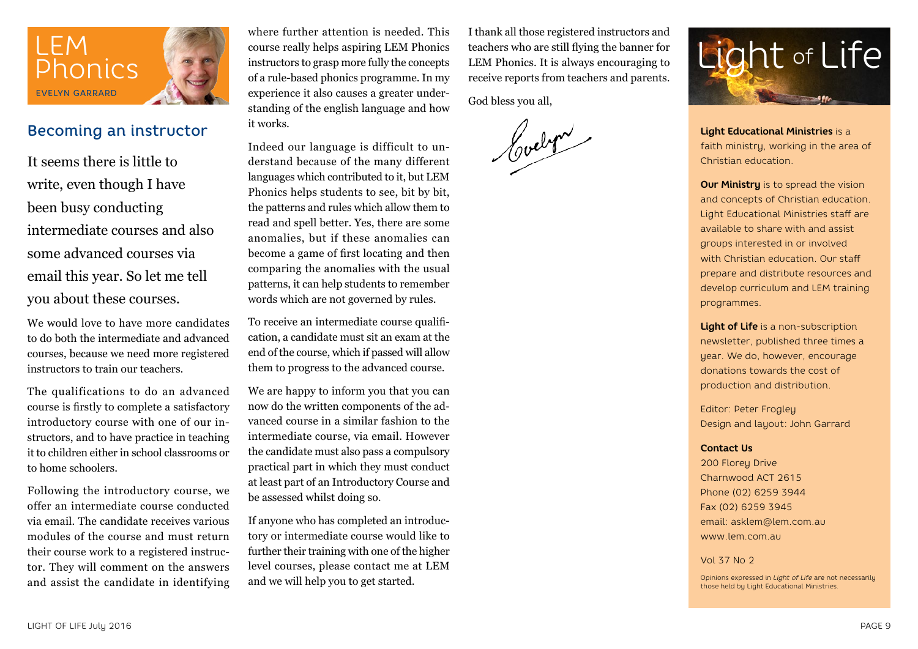# LEM Phonics

EVELYN GARRARD

## Becoming an instructor

It seems there is little to write, even though I have been busy conducting intermediate courses and also some advanced courses via email this year. So let me tell you about these courses.

We would love to have more candidates to do both the intermediate and advanced courses, because we need more registered instructors to train our teachers.

The qualifications to do an advanced course is firstly to complete a satisfactory introductory course with one of our instructors, and to have practice in teaching it to children either in school classrooms or to home schoolers.

Following the introductory course, we offer an intermediate course conducted via email. The candidate receives various modules of the course and must return their course work to a registered instructor. They will comment on the answers and assist the candidate in identifying where further attention is needed. This course really helps aspiring LEM Phonics instructors to grasp more fully the concepts of a rule-based phonics programme. In my experience it also causes a greater understanding of the english language and how it works.

Indeed our language is difficult to understand because of the many different languages which contributed to it, but LEM Phonics helps students to see, bit by bit, the patterns and rules which allow them to read and spell better. Yes, there are some anomalies, but if these anomalies can become a game of first locating and then comparing the anomalies with the usual patterns, it can help students to remember words which are not governed by rules.

To receive an intermediate course qualification, a candidate must sit an exam at the end of the course, which if passed will allow them to progress to the advanced course.

We are happy to inform you that you can now do the written components of the advanced course in a similar fashion to the intermediate course, via email. However the candidate must also pass a compulsory practical part in which they must conduct at least part of an Introductory Course and be assessed whilst doing so.

If anyone who has completed an introductory or intermediate course would like to further their training with one of the higher level courses, please contact me at LEM and we will help you to get started.

I thank all those registered instructors and teachers who are still flying the banner for LEM Phonics. It is always encouraging to receive reports from teachers and parents.

God bless you all,

Evelyn

---

# Light of Life

**Light Educational Ministries** is a faith ministry, working in the area of Christian education.

**Our Ministry** is to spread the vision and concepts of Christian education. Light Educational Ministries staff are available to share with and assist groups interested in or involved with Christian education. Our staff prepare and distribute resources and develop curriculum and LEM training programmes.

**Light of Life** is a non-subscription newsletter, published three times a year. We do, however, encourage donations towards the cost of production and distribution.

Editor: Peter Frogley
Design and layout: John Garrard

**Contact Us**
200 Florey Drive
Charnwood ACT 2615
Phone (02) 6259 3944
Fax (02) 6259 3945
email: asklem@lem.com.au
www.lem.com.au

Vol 37 No 2

Opinions expressed in *Light of Life* are not necessarily those held by Light Educational Ministries.